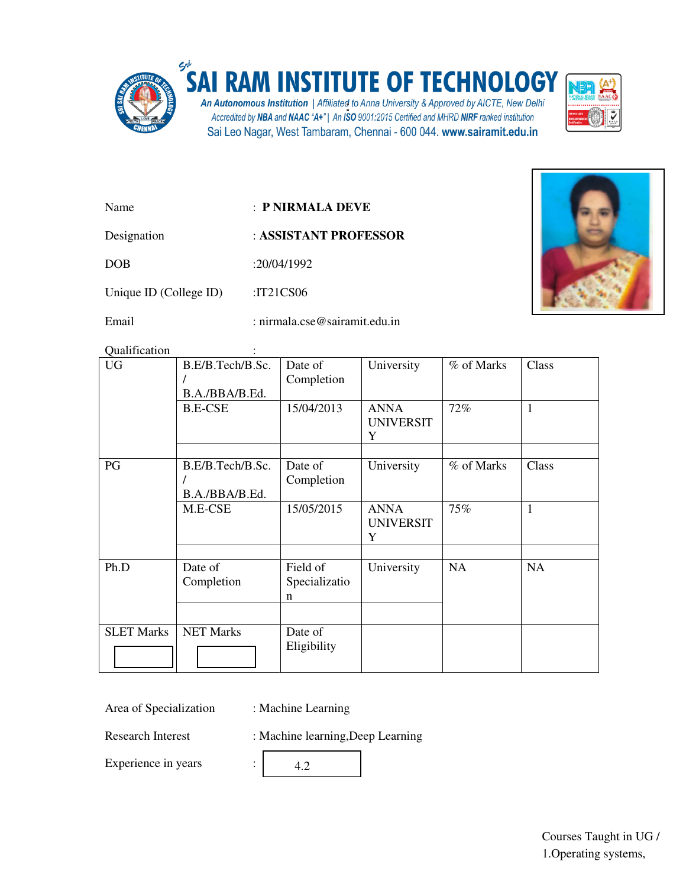# SAI RAM INSTITUTE OF TECHNOLOGY

*An Autonomous Institution | Affiliated to Anna University & Approved by AICTE, New Delhi*
*Accredited by NBA and NAAC "A+" | An ISO 9001:2015 Certified and MHRD NIRF ranked institution*
Sai Leo Nagar, West Tambaram, Chennai - 600 044. www.sairamit.edu.in

Name : **P NIRMALA DEVE**

Designation : **ASSISTANT PROFESSOR**

DOB :20/04/1992

Unique ID (College ID) :IT21CS06

Email : nirmala.cse@sairamit.edu.in

Qualification :

| UG | B.E/B.Tech/B.Sc. / B.A./BBA/B.Ed. | Date of Completion | University | % of Marks | Class |
|---|---|---|---|---|---|
| | B.E-CSE | 15/04/2013 | ANNA UNIVERSITY | 72% | 1 |
| | | | | | |
| PG | B.E/B.Tech/B.Sc. / B.A./BBA/B.Ed. | Date of Completion | University | % of Marks | Class |
| | M.E-CSE | 15/05/2015 | ANNA UNIVERSITY | 75% | 1 |
| | | | | | |
| Ph.D | Date of Completion | Field of Specialization | University | NA | NA |
| | | | | | |
| SLET Marks | NET Marks | Date of Eligibility | | | |

Area of Specialization : Machine Learning

Research Interest : Machine learning,Deep Learning

Experience in years : 4.2

Courses Taught in UG /

1.Operating systems,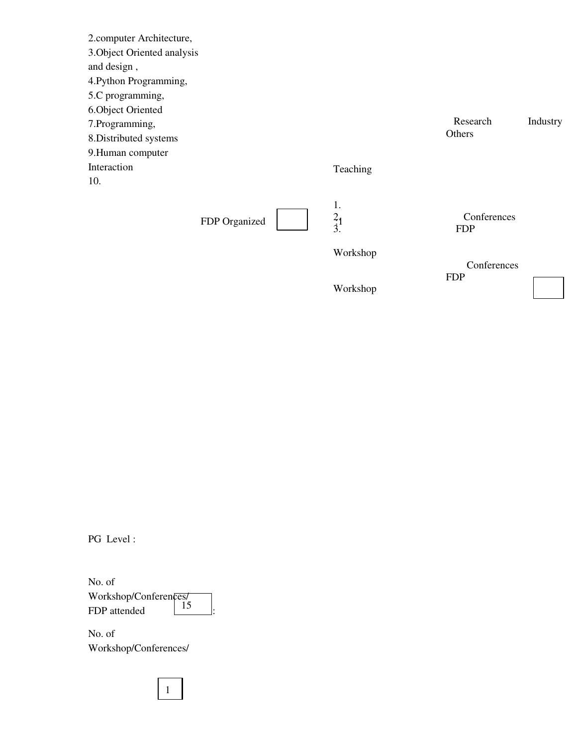2.computer Architecture,
3.Object Oriented analysis and design ,
4.Python Programming,
5.C programming,
6.Object Oriented
7.Programming,
8.Distributed systems
9.Human computer Interaction
10.

Research Industry Others

Teaching

FDP Organized

1.
2. 1
3.

Conferences
FDP

Workshop

Conferences
FDP

Workshop

PG Level :

No. of Workshop/Conferences/ FDP attended 15 :

No. of Workshop/Conferences/

1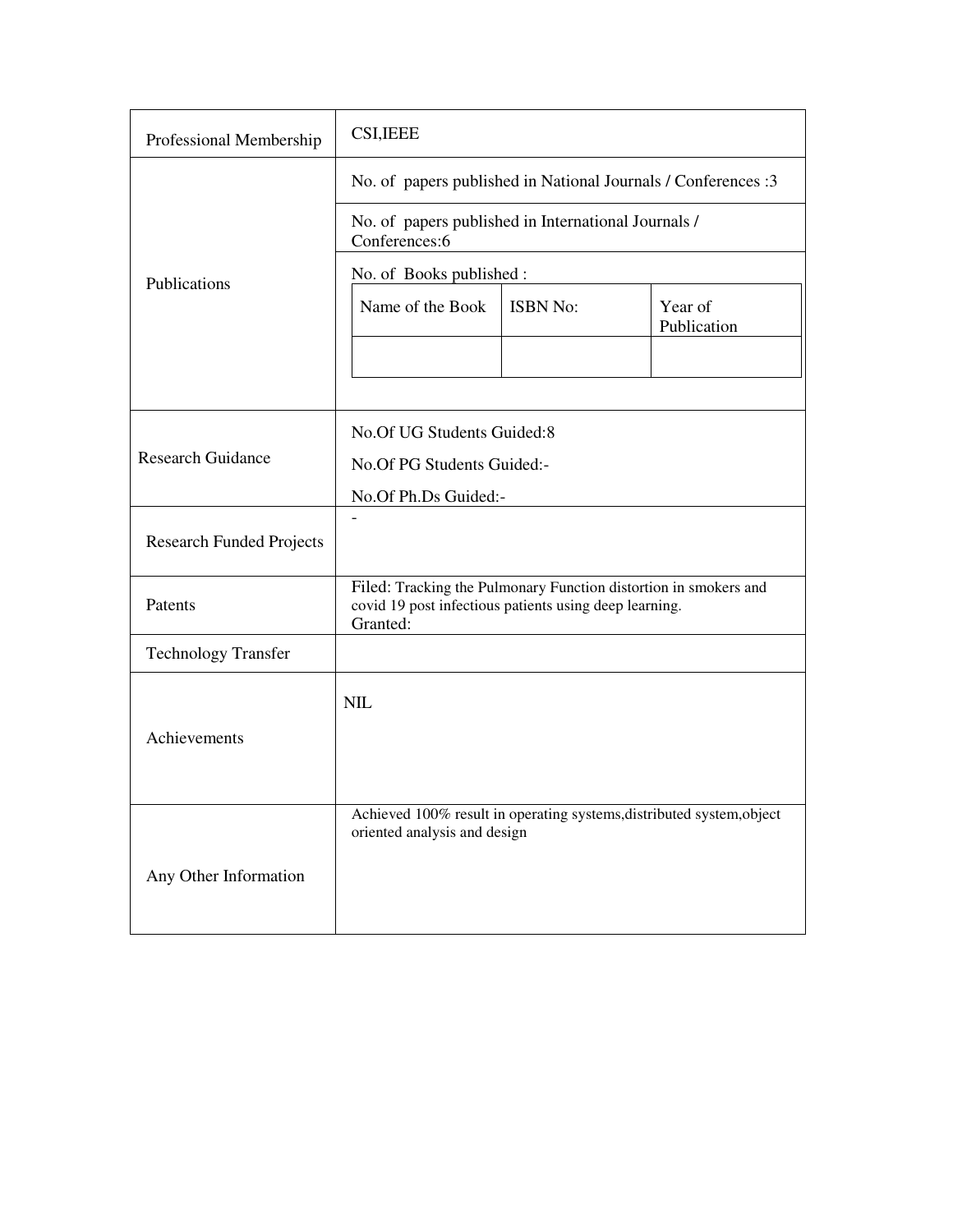| | |
|---|---|
| Professional Membership | CSI,IEEE |
| Publications | No. of papers published in National Journals / Conferences :3<br>No. of papers published in International Journals / Conferences:6<br>No. of Books published : |
| | Name of the Book \| ISBN No: \| Year of Publication |
| Research Guidance | No.Of UG Students Guided:8<br>No.Of PG Students Guided:-<br>No.Of Ph.Ds Guided:- |
| Research Funded Projects | - |
| Patents | Filed: Tracking the Pulmonary Function distortion in smokers and covid 19 post infectious patients using deep learning.<br>Granted: |
| Technology Transfer | |
| Achievements | NIL |
| Any Other Information | Achieved 100% result in operating systems,distributed system,object oriented analysis and design |